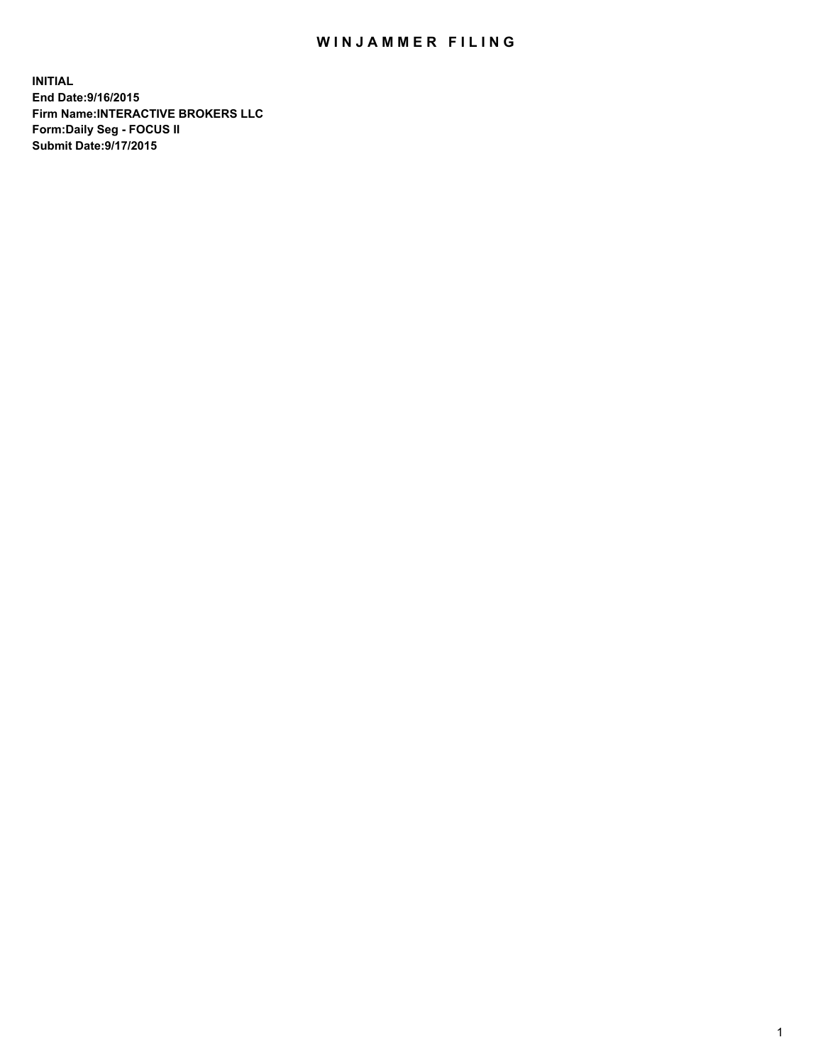# WINJAMMER FILING

**INITIAL**
**End Date:9/16/2015**
**Firm Name:INTERACTIVE BROKERS LLC**
**Form:Daily Seg - FOCUS II**
**Submit Date:9/17/2015**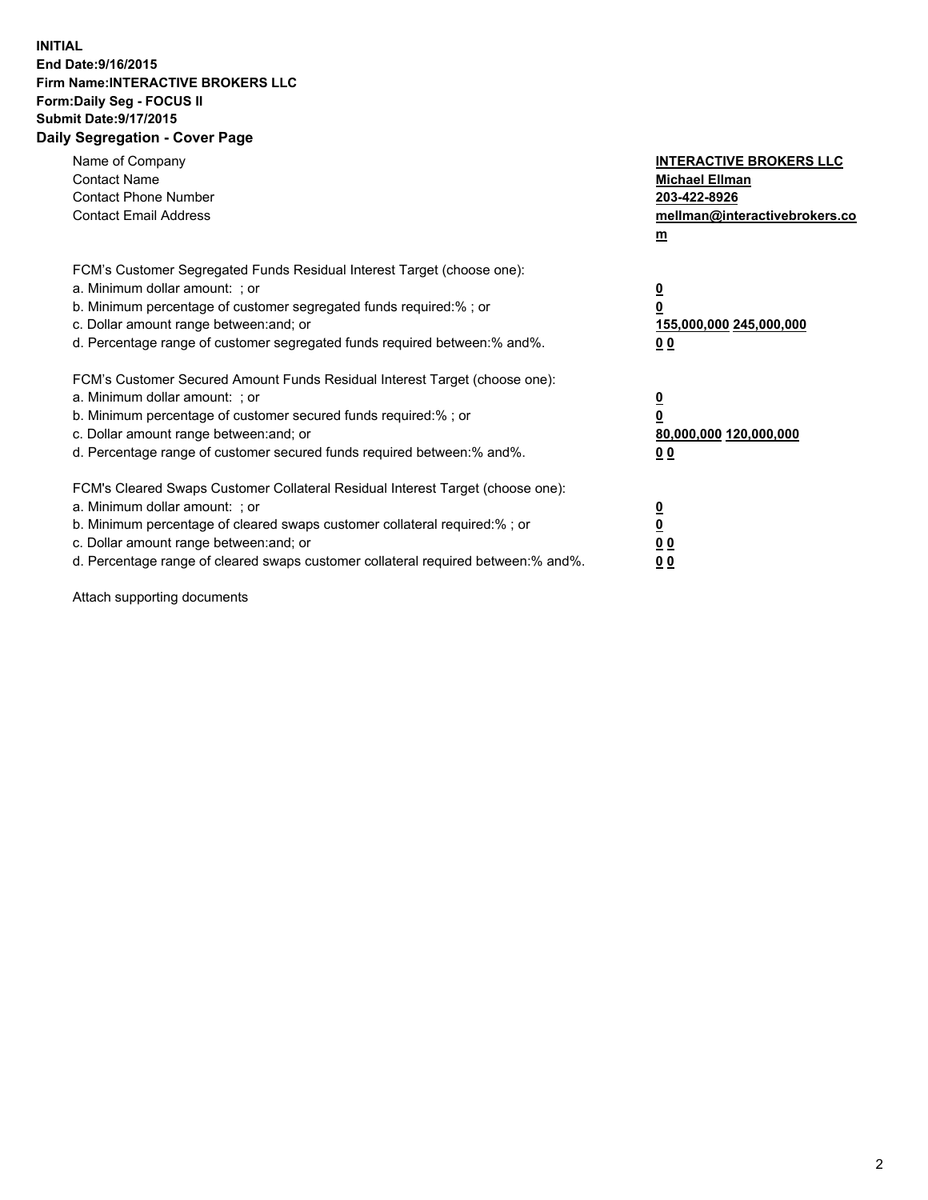**INITIAL**
**End Date:9/16/2015**
**Firm Name:INTERACTIVE BROKERS LLC**
**Form:Daily Seg - FOCUS II**
**Submit Date:9/17/2015**
**Daily Segregation - Cover Page**

| | |
|---|---|
| Name of Company | **INTERACTIVE BROKERS LLC** |
| Contact Name | **Michael Ellman** |
| Contact Phone Number | **203-422-8926** |
| Contact Email Address | **mellman@interactivebrokers.com** |

FCM's Customer Segregated Funds Residual Interest Target (choose one):

| | |
|---|---|
| a. Minimum dollar amount: ; or | **0** |
| b. Minimum percentage of customer segregated funds required:% ; or | **0** |
| c. Dollar amount range between:and; or | **155,000,000 245,000,000** |
| d. Percentage range of customer segregated funds required between:% and%. | **0 0** |

FCM's Customer Secured Amount Funds Residual Interest Target (choose one):

| | |
|---|---|
| a. Minimum dollar amount: ; or | **0** |
| b. Minimum percentage of customer secured funds required:% ; or | **0** |
| c. Dollar amount range between:and; or | **80,000,000 120,000,000** |
| d. Percentage range of customer secured funds required between:% and%. | **0 0** |

FCM's Cleared Swaps Customer Collateral Residual Interest Target (choose one):

| | |
|---|---|
| a. Minimum dollar amount: ; or | **0** |
| b. Minimum percentage of cleared swaps customer collateral required:% ; or | **0** |
| c. Dollar amount range between:and; or | **0 0** |
| d. Percentage range of cleared swaps customer collateral required between:% and%. | **0 0** |

Attach supporting documents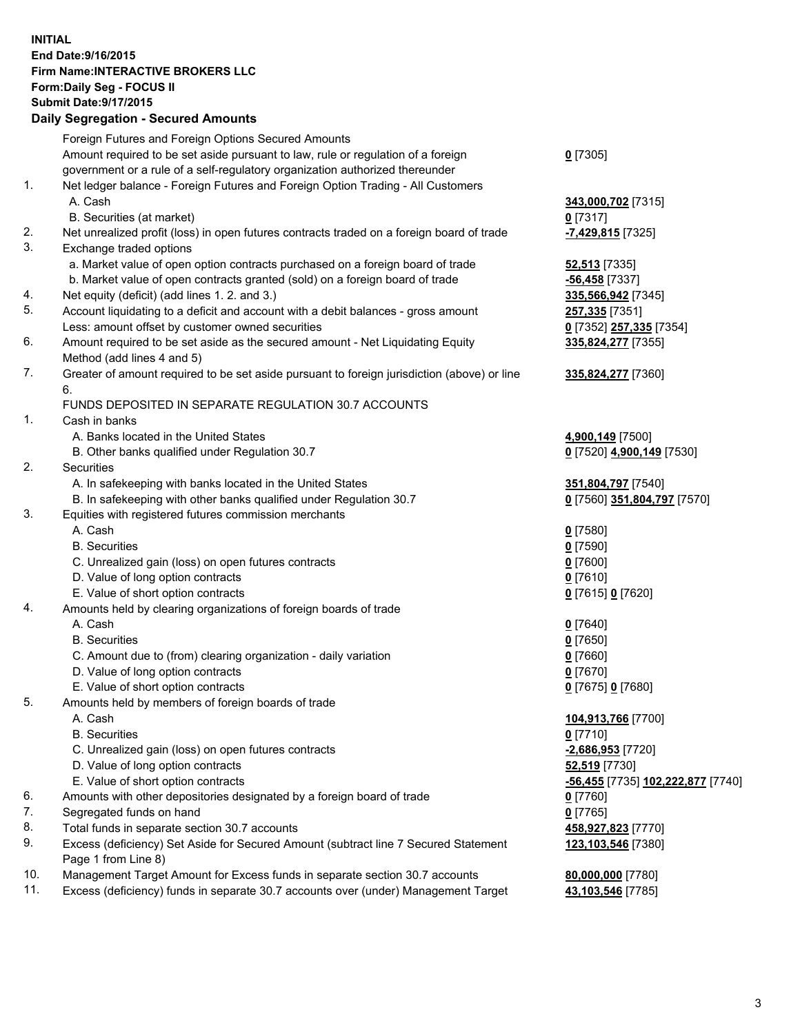**INITIAL**
**End Date:9/16/2015**
**Firm Name:INTERACTIVE BROKERS LLC**
**Form:Daily Seg - FOCUS II**
**Submit Date:9/17/2015**

## Daily Segregation - Secured Amounts

| | | |
|---|---|---|
| | Foreign Futures and Foreign Options Secured Amounts | |
| | Amount required to be set aside pursuant to law, rule or regulation of a foreign government or a rule of a self-regulatory organization authorized thereunder | **0** [7305] |
| 1. | Net ledger balance - Foreign Futures and Foreign Option Trading - All Customers | |
| | A. Cash | **343,000,702** [7315] |
| | B. Securities (at market) | **0** [7317] |
| 2. | Net unrealized profit (loss) in open futures contracts traded on a foreign board of trade | **-7,429,815** [7325] |
| 3. | Exchange traded options | |
| | a. Market value of open option contracts purchased on a foreign board of trade | **52,513** [7335] |
| | b. Market value of open contracts granted (sold) on a foreign board of trade | **-56,458** [7337] |
| 4. | Net equity (deficit) (add lines 1. 2. and 3.) | **335,566,942** [7345] |
| 5. | Account liquidating to a deficit and account with a debit balances - gross amount | **257,335** [7351] |
| | Less: amount offset by customer owned securities | **0** [7352] **257,335** [7354] |
| 6. | Amount required to be set aside as the secured amount - Net Liquidating Equity Method (add lines 4 and 5) | **335,824,277** [7355] |
| 7. | Greater of amount required to be set aside pursuant to foreign jurisdiction (above) or line 6. | **335,824,277** [7360] |
| | FUNDS DEPOSITED IN SEPARATE REGULATION 30.7 ACCOUNTS | |
| 1. | Cash in banks | |
| | A. Banks located in the United States | **4,900,149** [7500] |
| | B. Other banks qualified under Regulation 30.7 | **0** [7520] **4,900,149** [7530] |
| 2. | Securities | |
| | A. In safekeeping with banks located in the United States | **351,804,797** [7540] |
| | B. In safekeeping with other banks qualified under Regulation 30.7 | **0** [7560] **351,804,797** [7570] |
| 3. | Equities with registered futures commission merchants | |
| | A. Cash | **0** [7580] |
| | B. Securities | **0** [7590] |
| | C. Unrealized gain (loss) on open futures contracts | **0** [7600] |
| | D. Value of long option contracts | **0** [7610] |
| | E. Value of short option contracts | **0** [7615] **0** [7620] |
| 4. | Amounts held by clearing organizations of foreign boards of trade | |
| | A. Cash | **0** [7640] |
| | B. Securities | **0** [7650] |
| | C. Amount due to (from) clearing organization - daily variation | **0** [7660] |
| | D. Value of long option contracts | **0** [7670] |
| | E. Value of short option contracts | **0** [7675] **0** [7680] |
| 5. | Amounts held by members of foreign boards of trade | |
| | A. Cash | **104,913,766** [7700] |
| | B. Securities | **0** [7710] |
| | C. Unrealized gain (loss) on open futures contracts | **-2,686,953** [7720] |
| | D. Value of long option contracts | **52,519** [7730] |
| | E. Value of short option contracts | **-56,455** [7735] **102,222,877** [7740] |
| 6. | Amounts with other depositories designated by a foreign board of trade | **0** [7760] |
| 7. | Segregated funds on hand | **0** [7765] |
| 8. | Total funds in separate section 30.7 accounts | **458,927,823** [7770] |
| 9. | Excess (deficiency) Set Aside for Secured Amount (subtract line 7 Secured Statement Page 1 from Line 8) | **123,103,546** [7380] |
| 10. | Management Target Amount for Excess funds in separate section 30.7 accounts | **80,000,000** [7780] |
| 11. | Excess (deficiency) funds in separate 30.7 accounts over (under) Management Target | **43,103,546** [7785] |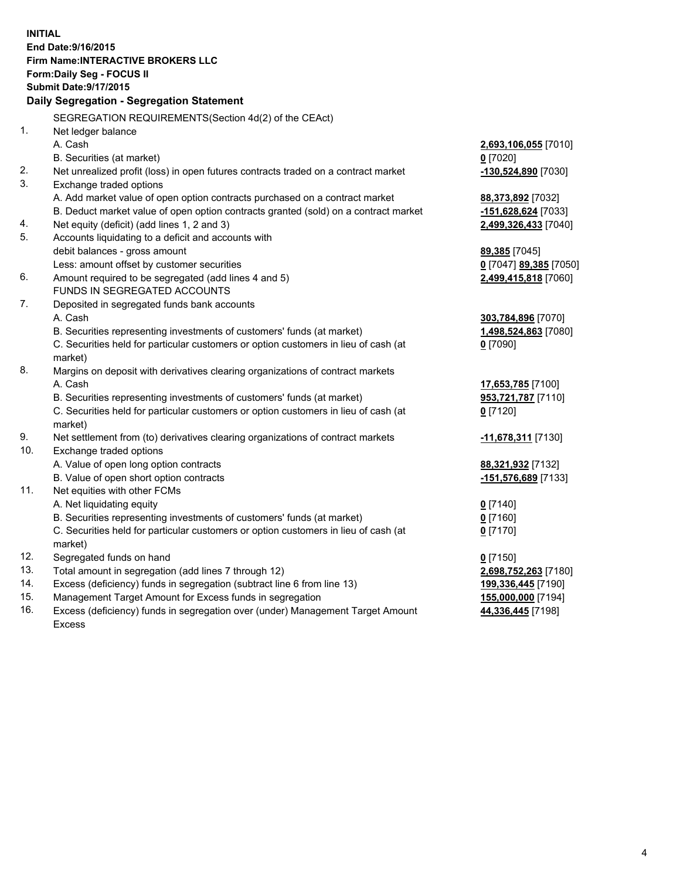**INITIAL**
**End Date:9/16/2015**
**Firm Name:INTERACTIVE BROKERS LLC**
**Form:Daily Seg - FOCUS II**
**Submit Date:9/17/2015**

## Daily Segregation - Segregation Statement

| | | |
|---|---|---|
| | SEGREGATION REQUIREMENTS(Section 4d(2) of the CEAct) | |
| 1. | Net ledger balance | |
| | A. Cash | **2,693,106,055** [7010] |
| | B. Securities (at market) | **0** [7020] |
| 2. | Net unrealized profit (loss) in open futures contracts traded on a contract market | **-130,524,890** [7030] |
| 3. | Exchange traded options | |
| | A. Add market value of open option contracts purchased on a contract market | **88,373,892** [7032] |
| | B. Deduct market value of open option contracts granted (sold) on a contract market | **-151,628,624** [7033] |
| 4. | Net equity (deficit) (add lines 1, 2 and 3) | **2,499,326,433** [7040] |
| 5. | Accounts liquidating to a deficit and accounts with | |
| | debit balances - gross amount | **89,385** [7045] |
| | Less: amount offset by customer securities | **0** [7047] **89,385** [7050] |
| 6. | Amount required to be segregated (add lines 4 and 5) | **2,499,415,818** [7060] |
| | FUNDS IN SEGREGATED ACCOUNTS | |
| 7. | Deposited in segregated funds bank accounts | |
| | A. Cash | **303,784,896** [7070] |
| | B. Securities representing investments of customers' funds (at market) | **1,498,524,863** [7080] |
| | C. Securities held for particular customers or option customers in lieu of cash (at market) | **0** [7090] |
| 8. | Margins on deposit with derivatives clearing organizations of contract markets | |
| | A. Cash | **17,653,785** [7100] |
| | B. Securities representing investments of customers' funds (at market) | **953,721,787** [7110] |
| | C. Securities held for particular customers or option customers in lieu of cash (at market) | **0** [7120] |
| 9. | Net settlement from (to) derivatives clearing organizations of contract markets | **-11,678,311** [7130] |
| 10. | Exchange traded options | |
| | A. Value of open long option contracts | **88,321,932** [7132] |
| | B. Value of open short option contracts | **-151,576,689** [7133] |
| 11. | Net equities with other FCMs | |
| | A. Net liquidating equity | **0** [7140] |
| | B. Securities representing investments of customers' funds (at market) | **0** [7160] |
| | C. Securities held for particular customers or option customers in lieu of cash (at market) | **0** [7170] |
| 12. | Segregated funds on hand | **0** [7150] |
| 13. | Total amount in segregation (add lines 7 through 12) | **2,698,752,263** [7180] |
| 14. | Excess (deficiency) funds in segregation (subtract line 6 from line 13) | **199,336,445** [7190] |
| 15. | Management Target Amount for Excess funds in segregation | **155,000,000** [7194] |
| 16. | Excess (deficiency) funds in segregation over (under) Management Target Amount Excess | **44,336,445** [7198] |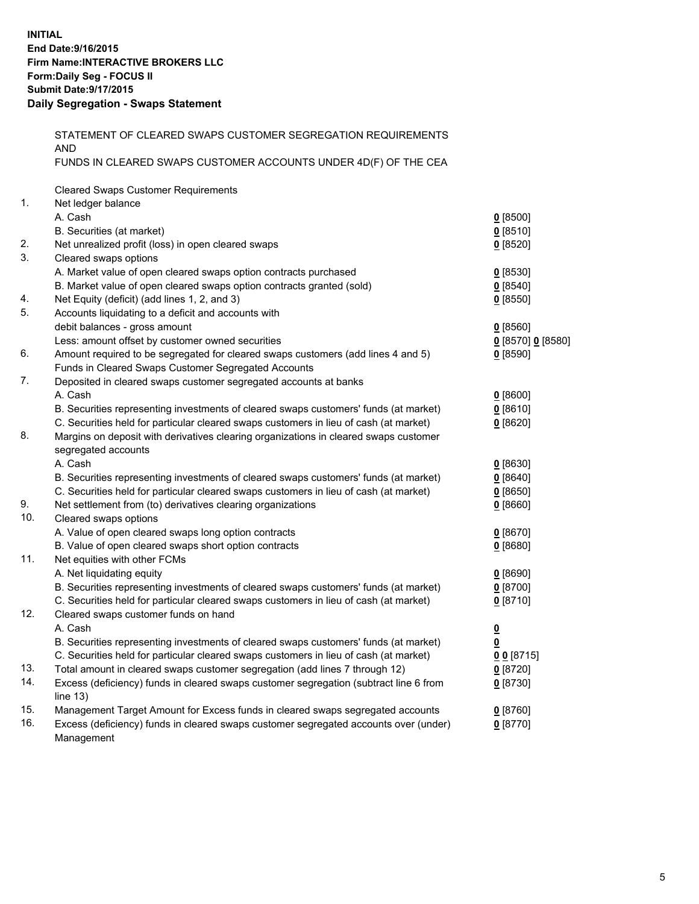**INITIAL**
**End Date:9/16/2015**
**Firm Name:INTERACTIVE BROKERS LLC**
**Form:Daily Seg - FOCUS II**
**Submit Date:9/17/2015**
**Daily Segregation - Swaps Statement**

STATEMENT OF CLEARED SWAPS CUSTOMER SEGREGATION REQUIREMENTS AND FUNDS IN CLEARED SWAPS CUSTOMER ACCOUNTS UNDER 4D(F) OF THE CEA

| | | |
|---|---|---|
| | Cleared Swaps Customer Requirements | |
| 1. | Net ledger balance | |
| | A. Cash | 0 [8500] |
| | B. Securities (at market) | 0 [8510] |
| 2. | Net unrealized profit (loss) in open cleared swaps | 0 [8520] |
| 3. | Cleared swaps options | |
| | A. Market value of open cleared swaps option contracts purchased | 0 [8530] |
| | B. Market value of open cleared swaps option contracts granted (sold) | 0 [8540] |
| 4. | Net Equity (deficit) (add lines 1, 2, and 3) | 0 [8550] |
| 5. | Accounts liquidating to a deficit and accounts with debit balances - gross amount | 0 [8560] |
| | Less: amount offset by customer owned securities | 0 [8570] 0 [8580] |
| 6. | Amount required to be segregated for cleared swaps customers (add lines 4 and 5) | 0 [8590] |
| | Funds in Cleared Swaps Customer Segregated Accounts | |
| 7. | Deposited in cleared swaps customer segregated accounts at banks | |
| | A. Cash | 0 [8600] |
| | B. Securities representing investments of cleared swaps customers' funds (at market) | 0 [8610] |
| | C. Securities held for particular cleared swaps customers in lieu of cash (at market) | 0 [8620] |
| 8. | Margins on deposit with derivatives clearing organizations in cleared swaps customer segregated accounts | |
| | A. Cash | 0 [8630] |
| | B. Securities representing investments of cleared swaps customers' funds (at market) | 0 [8640] |
| | C. Securities held for particular cleared swaps customers in lieu of cash (at market) | 0 [8650] |
| 9. | Net settlement from (to) derivatives clearing organizations | 0 [8660] |
| 10. | Cleared swaps options | |
| | A. Value of open cleared swaps long option contracts | 0 [8670] |
| | B. Value of open cleared swaps short option contracts | 0 [8680] |
| 11. | Net equities with other FCMs | |
| | A. Net liquidating equity | 0 [8690] |
| | B. Securities representing investments of cleared swaps customers' funds (at market) | 0 [8700] |
| | C. Securities held for particular cleared swaps customers in lieu of cash (at market) | 0 [8710] |
| 12. | Cleared swaps customer funds on hand | |
| | A. Cash | 0 |
| | B. Securities representing investments of cleared swaps customers' funds (at market) | 0 |
| | C. Securities held for particular cleared swaps customers in lieu of cash (at market) | 0 0 [8715] |
| 13. | Total amount in cleared swaps customer segregation (add lines 7 through 12) | 0 [8720] |
| 14. | Excess (deficiency) funds in cleared swaps customer segregation (subtract line 6 from line 13) | 0 [8730] |
| 15. | Management Target Amount for Excess funds in cleared swaps segregated accounts | 0 [8760] |
| 16. | Excess (deficiency) funds in cleared swaps customer segregated accounts over (under) Management | 0 [8770] |